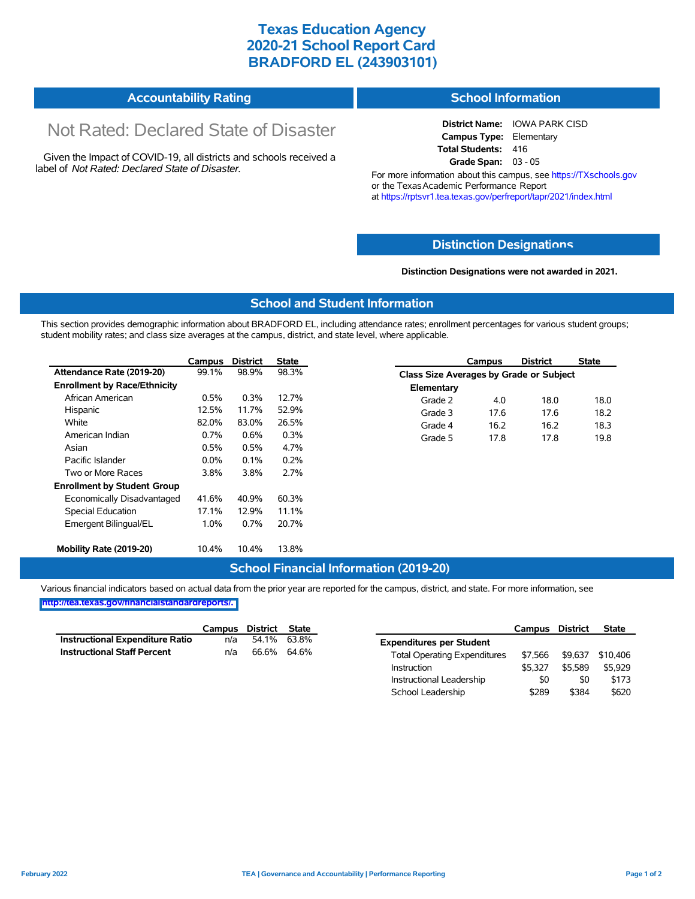# Texas Education Agency
# 2020-21 School Report Card
# BRADFORD EL (243903101)

## Accountability Rating

Not Rated: Declared State of Disaster

Given the Impact of COVID-19, all districts and schools received a label of *Not Rated: Declared State of Disaster*.

## School Information

**District Name:** IOWA PARK CISD
**Campus Type:** Elementary
**Total Students:** 416
**Grade Span:** 03 - 05

For more information about this campus, see https://TXschools.gov or the Texas Academic Performance Report at https://rptsvr1.tea.texas.gov/perfreport/tapr/2021/index.html

## Distinction Designations

**Distinction Designations were not awarded in 2021.**

## School and Student Information

This section provides demographic information about BRADFORD EL, including attendance rates; enrollment percentages for various student groups; student mobility rates; and class size averages at the campus, district, and state level, where applicable.

| | Campus | District | State |
|---|---|---|---|
| **Attendance Rate (2019-20)** | 99.1% | 98.9% | 98.3% |
| **Enrollment by Race/Ethnicity** | | | |
| African American | 0.5% | 0.3% | 12.7% |
| Hispanic | 12.5% | 11.7% | 52.9% |
| White | 82.0% | 83.0% | 26.5% |
| American Indian | 0.7% | 0.6% | 0.3% |
| Asian | 0.5% | 0.5% | 4.7% |
| Pacific Islander | 0.0% | 0.1% | 0.2% |
| Two or More Races | 3.8% | 3.8% | 2.7% |
| **Enrollment by Student Group** | | | |
| Economically Disadvantaged | 41.6% | 40.9% | 60.3% |
| Special Education | 17.1% | 12.9% | 11.1% |
| Emergent Bilingual/EL | 1.0% | 0.7% | 20.7% |
| **Mobility Rate (2019-20)** | 10.4% | 10.4% | 13.8% |

| | Campus | District | State |
|---|---|---|---|
| **Class Size Averages by Grade or Subject** | | | |
| **Elementary** | | | |
| Grade 2 | 4.0 | 18.0 | 18.0 |
| Grade 3 | 17.6 | 17.6 | 18.2 |
| Grade 4 | 16.2 | 16.2 | 18.3 |
| Grade 5 | 17.8 | 17.8 | 19.8 |

## School Financial Information (2019-20)

Various financial indicators based on actual data from the prior year are reported for the campus, district, and state. For more information, see http://tea.texas.gov/financialstandardreports/.

| | Campus | District | State |
|---|---|---|---|
| **Instructional Expenditure Ratio** | n/a | 54.1% | 63.8% |
| **Instructional Staff Percent** | n/a | 66.6% | 64.6% |

| | Campus | District | State |
|---|---|---|---|
| **Expenditures per Student** | | | |
| Total Operating Expenditures | $7,566 | $9,637 | $10,406 |
| Instruction | $5,327 | $5,589 | $5,929 |
| Instructional Leadership | $0 | $0 | $173 |
| School Leadership | $289 | $384 | $620 |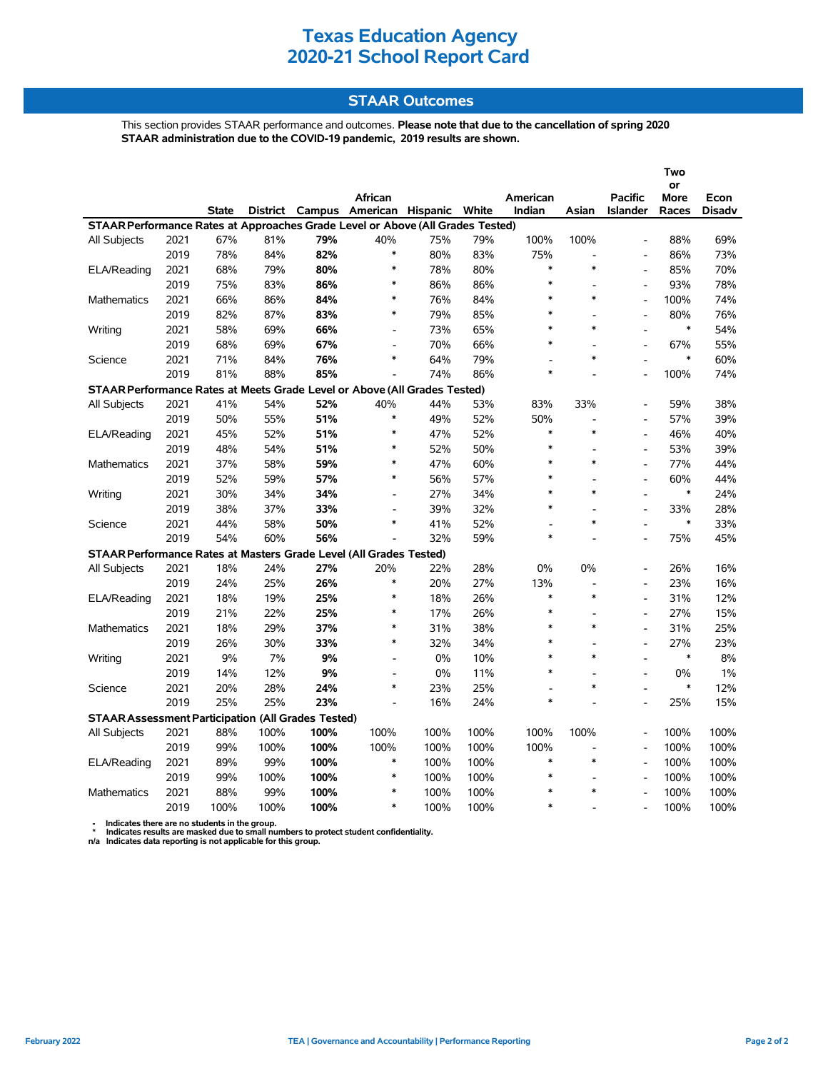# Texas Education Agency
# 2020-21 School Report Card

## STAAR Outcomes

This section provides STAAR performance and outcomes. **Please note that due to the cancellation of spring 2020 STAAR administration due to the COVID-19 pandemic, 2019 results are shown.**

| | | State | District | Campus | African American | Hispanic | White | American Indian | Asian | Pacific Islander | Two or More Races | Econ Disadv |
|---|---|---|---|---|---|---|---|---|---|---|---|---|
| **STAAR Performance Rates at Approaches Grade Level or Above (All Grades Tested)** | | | | | | | | | | | | |
| All Subjects | 2021 | 67% | 81% | **79%** | 40% | 75% | 79% | 100% | 100% | - | 88% | 69% |
| | 2019 | 78% | 84% | **82%** | * | 80% | 83% | 75% | - | - | 86% | 73% |
| ELA/Reading | 2021 | 68% | 79% | **80%** | * | 78% | 80% | * | * | - | 85% | 70% |
| | 2019 | 75% | 83% | **86%** | * | 86% | 86% | * | - | - | 93% | 78% |
| Mathematics | 2021 | 66% | 86% | **84%** | * | 76% | 84% | * | * | - | 100% | 74% |
| | 2019 | 82% | 87% | **83%** | * | 79% | 85% | * | - | - | 80% | 76% |
| Writing | 2021 | 58% | 69% | **66%** | - | 73% | 65% | * | * | - | * | 54% |
| | 2019 | 68% | 69% | **67%** | - | 70% | 66% | * | - | - | 67% | 55% |
| Science | 2021 | 71% | 84% | **76%** | * | 64% | 79% | - | * | - | * | 60% |
| | 2019 | 81% | 88% | **85%** | - | 74% | 86% | * | - | - | 100% | 74% |
| **STAAR Performance Rates at Meets Grade Level or Above (All Grades Tested)** | | | | | | | | | | | | |
| All Subjects | 2021 | 41% | 54% | **52%** | 40% | 44% | 53% | 83% | 33% | - | 59% | 38% |
| | 2019 | 50% | 55% | **51%** | * | 49% | 52% | 50% | - | - | 57% | 39% |
| ELA/Reading | 2021 | 45% | 52% | **51%** | * | 47% | 52% | * | * | - | 46% | 40% |
| | 2019 | 48% | 54% | **51%** | * | 52% | 50% | * | - | - | 53% | 39% |
| Mathematics | 2021 | 37% | 58% | **59%** | * | 47% | 60% | * | * | - | 77% | 44% |
| | 2019 | 52% | 59% | **57%** | * | 56% | 57% | * | - | - | 60% | 44% |
| Writing | 2021 | 30% | 34% | **34%** | - | 27% | 34% | * | * | - | * | 24% |
| | 2019 | 38% | 37% | **33%** | - | 39% | 32% | * | - | - | 33% | 28% |
| Science | 2021 | 44% | 58% | **50%** | * | 41% | 52% | - | * | - | * | 33% |
| | 2019 | 54% | 60% | **56%** | - | 32% | 59% | * | - | - | 75% | 45% |
| **STAAR Performance Rates at Masters Grade Level (All Grades Tested)** | | | | | | | | | | | | |
| All Subjects | 2021 | 18% | 24% | **27%** | 20% | 22% | 28% | 0% | 0% | - | 26% | 16% |
| | 2019 | 24% | 25% | **26%** | * | 20% | 27% | 13% | - | - | 23% | 16% |
| ELA/Reading | 2021 | 18% | 19% | **25%** | * | 18% | 26% | * | * | - | 31% | 12% |
| | 2019 | 21% | 22% | **25%** | * | 17% | 26% | * | - | - | 27% | 15% |
| Mathematics | 2021 | 18% | 29% | **37%** | * | 31% | 38% | * | * | - | 31% | 25% |
| | 2019 | 26% | 30% | **33%** | * | 32% | 34% | * | - | - | 27% | 23% |
| Writing | 2021 | 9% | 7% | **9%** | - | 0% | 10% | * | * | - | * | 8% |
| | 2019 | 14% | 12% | **9%** | - | 0% | 11% | * | - | - | 0% | 1% |
| Science | 2021 | 20% | 28% | **24%** | * | 23% | 25% | - | * | - | * | 12% |
| | 2019 | 25% | 25% | **23%** | - | 16% | 24% | * | - | - | 25% | 15% |
| **STAAR Assessment Participation (All Grades Tested)** | | | | | | | | | | | | |
| All Subjects | 2021 | 88% | 100% | **100%** | 100% | 100% | 100% | 100% | 100% | - | 100% | 100% |
| | 2019 | 99% | 100% | **100%** | 100% | 100% | 100% | 100% | - | - | 100% | 100% |
| ELA/Reading | 2021 | 89% | 99% | **100%** | * | 100% | 100% | * | * | - | 100% | 100% |
| | 2019 | 99% | 100% | **100%** | * | 100% | 100% | * | - | - | 100% | 100% |
| Mathematics | 2021 | 88% | 99% | **100%** | * | 100% | 100% | * | * | - | 100% | 100% |
| | 2019 | 100% | 100% | **100%** | * | 100% | 100% | * | - | - | 100% | 100% |

**-** Indicates there are no students in the group.
**\*** Indicates results are masked due to small numbers to protect student confidentiality.
**n/a** Indicates data reporting is not applicable for this group.